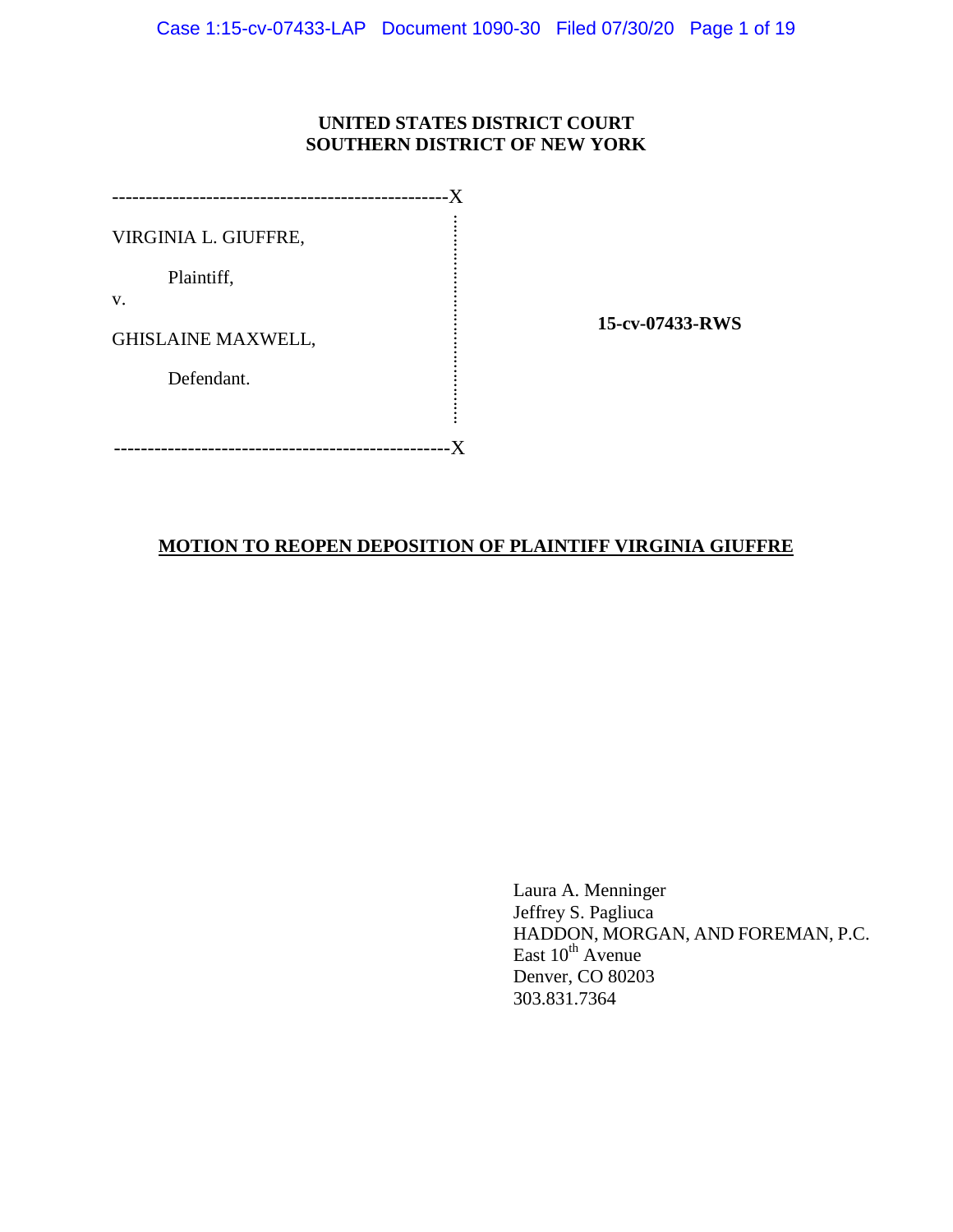**UNITED STATES DISTRICT COURT**
**SOUTHERN DISTRICT OF NEW YORK**

---

VIRGINIA L. GIUFFRE,

Plaintiff,

v.

GHISLAINE MAXWELL,

Defendant.

---

**15-cv-07433-RWS**

**MOTION TO REOPEN DEPOSITION OF PLAINTIFF VIRGINIA GIUFFRE**

Laura A. Menninger
Jeffrey S. Pagliuca
HADDON, MORGAN, AND FOREMAN, P.C.
East 10th Avenue
Denver, CO 80203
303.831.7364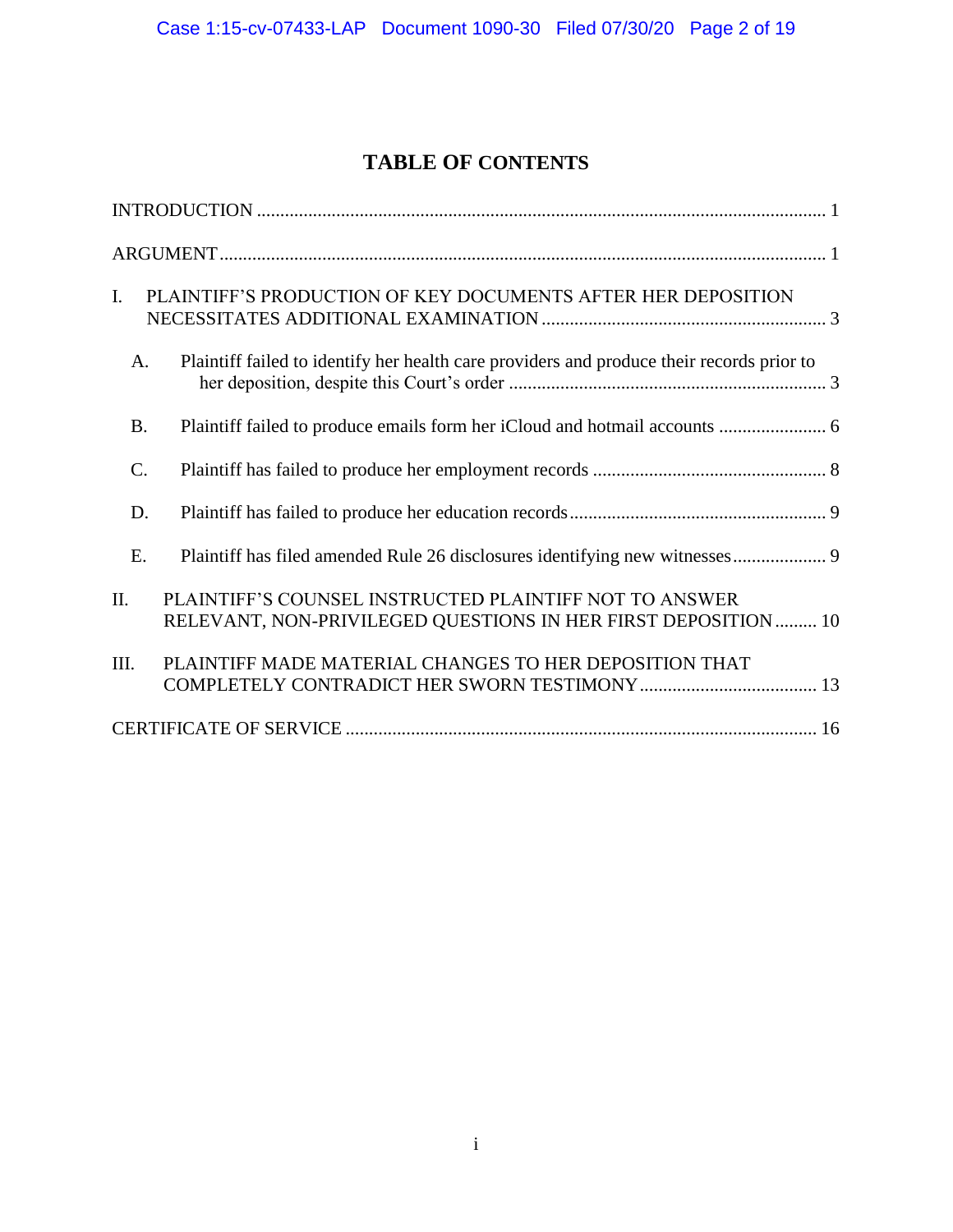# TABLE OF CONTENTS

INTRODUCTION ........................................................................................................................ 1

ARGUMENT ............................................................................................................................... 1

I. PLAINTIFF'S PRODUCTION OF KEY DOCUMENTS AFTER HER DEPOSITION NECESSITATES ADDITIONAL EXAMINATION ............................................................ 3

A. Plaintiff failed to identify her health care providers and produce their records prior to her deposition, despite this Court's order .................................................................... 3

B. Plaintiff failed to produce emails form her iCloud and hotmail accounts ....................... 6

C. Plaintiff has failed to produce her employment records .................................................. 8

D. Plaintiff has failed to produce her education records ....................................................... 9

E. Plaintiff has filed amended Rule 26 disclosures identifying new witnesses .................... 9

II. PLAINTIFF'S COUNSEL INSTRUCTED PLAINTIFF NOT TO ANSWER RELEVANT, NON-PRIVILEGED QUESTIONS IN HER FIRST DEPOSITION ......... 10

III. PLAINTIFF MADE MATERIAL CHANGES TO HER DEPOSITION THAT COMPLETELY CONTRADICT HER SWORN TESTIMONY ...................................... 13

CERTIFICATE OF SERVICE .................................................................................................... 16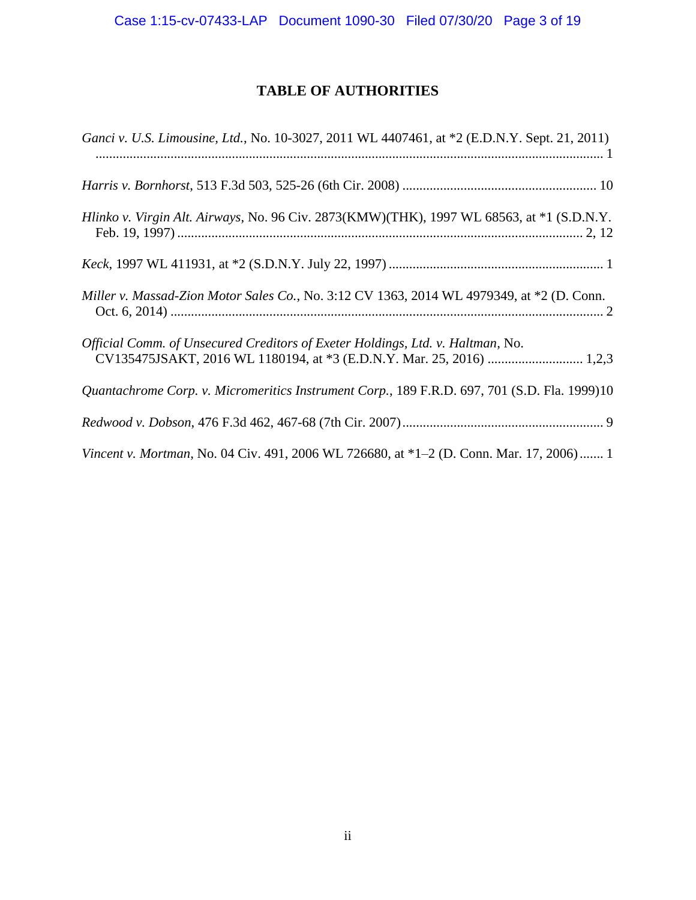# TABLE OF AUTHORITIES

*Ganci v. U.S. Limousine, Ltd.*, No. 10-3027, 2011 WL 4407461, at *2 (E.D.N.Y. Sept. 21, 2011) ........................................................................................................................................ 1

*Harris v. Bornhorst*, 513 F.3d 503, 525-26 (6th Cir. 2008) ........................................................ 10

*Hlinko v. Virgin Alt. Airways*, No. 96 Civ. 2873(KMW)(THK), 1997 WL 68563, at *1 (S.D.N.Y. Feb. 19, 1997) ...................................................................................................................... 2, 12

*Keck*, 1997 WL 411931, at *2 (S.D.N.Y. July 22, 1997) .............................................................. 1

*Miller v. Massad-Zion Motor Sales Co.*, No. 3:12 CV 1363, 2014 WL 4979349, at *2 (D. Conn. Oct. 6, 2014) .............................................................................................................................. 2

*Official Comm. of Unsecured Creditors of Exeter Holdings, Ltd. v. Haltman*, No. CV135475JSAKT, 2016 WL 1180194, at *3 (E.D.N.Y. Mar. 25, 2016) ........................... 1,2,3

*Quantachrome Corp. v. Micromeritics Instrument Corp.*, 189 F.R.D. 697, 701 (S.D. Fla. 1999)10

*Redwood v. Dobson*, 476 F.3d 462, 467-68 (7th Cir. 2007) .......................................................... 9

*Vincent v. Mortman*, No. 04 Civ. 491, 2006 WL 726680, at *1–2 (D. Conn. Mar. 17, 2006) ....... 1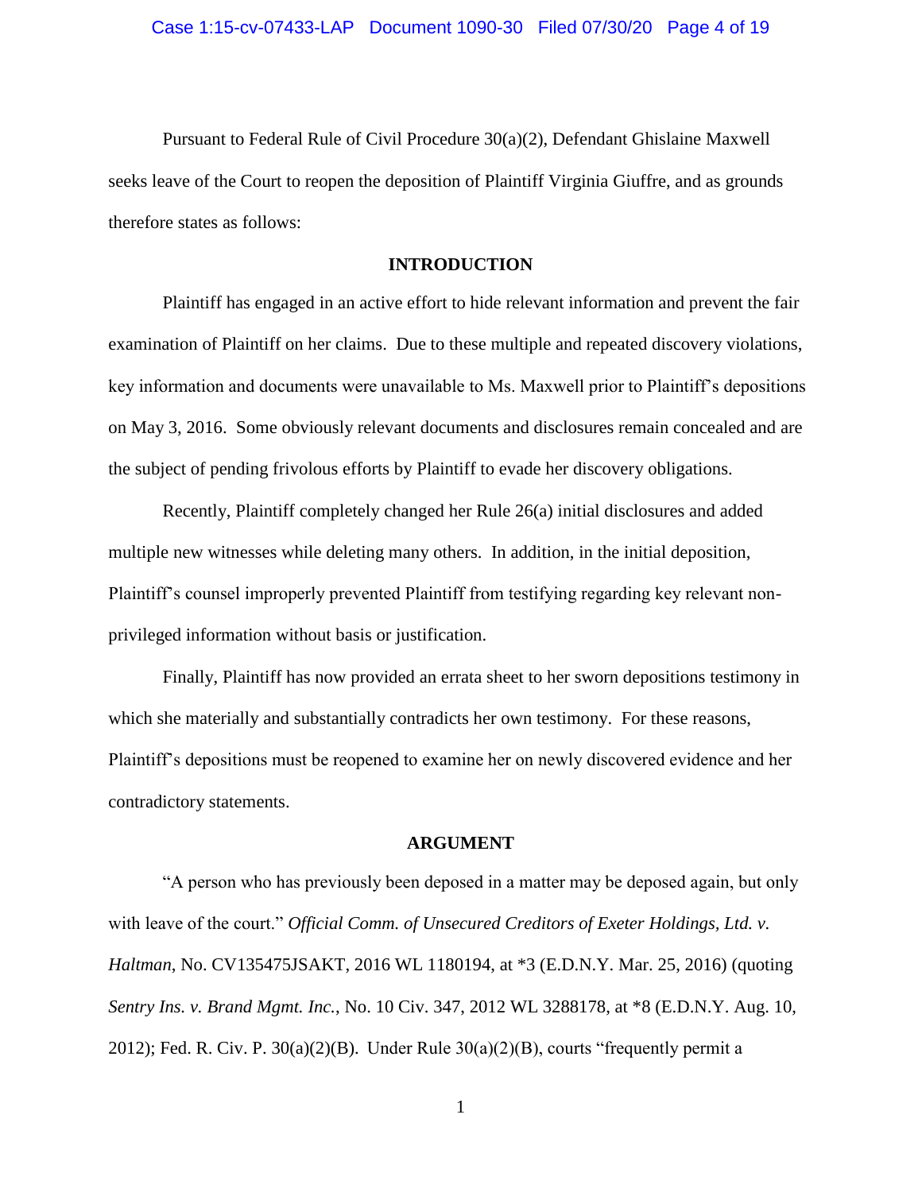Pursuant to Federal Rule of Civil Procedure 30(a)(2), Defendant Ghislaine Maxwell seeks leave of the Court to reopen the deposition of Plaintiff Virginia Giuffre, and as grounds therefore states as follows:

## INTRODUCTION

Plaintiff has engaged in an active effort to hide relevant information and prevent the fair examination of Plaintiff on her claims. Due to these multiple and repeated discovery violations, key information and documents were unavailable to Ms. Maxwell prior to Plaintiff's depositions on May 3, 2016. Some obviously relevant documents and disclosures remain concealed and are the subject of pending frivolous efforts by Plaintiff to evade her discovery obligations.

Recently, Plaintiff completely changed her Rule 26(a) initial disclosures and added multiple new witnesses while deleting many others. In addition, in the initial deposition, Plaintiff's counsel improperly prevented Plaintiff from testifying regarding key relevant non-privileged information without basis or justification.

Finally, Plaintiff has now provided an errata sheet to her sworn depositions testimony in which she materially and substantially contradicts her own testimony. For these reasons, Plaintiff's depositions must be reopened to examine her on newly discovered evidence and her contradictory statements.

## ARGUMENT

"A person who has previously been deposed in a matter may be deposed again, but only with leave of the court." *Official Comm. of Unsecured Creditors of Exeter Holdings, Ltd. v. Haltman*, No. CV135475JSAKT, 2016 WL 1180194, at *3 (E.D.N.Y. Mar. 25, 2016) (quoting *Sentry Ins. v. Brand Mgmt. Inc.*, No. 10 Civ. 347, 2012 WL 3288178, at *8 (E.D.N.Y. Aug. 10, 2012); Fed. R. Civ. P. 30(a)(2)(B). Under Rule 30(a)(2)(B), courts "frequently permit a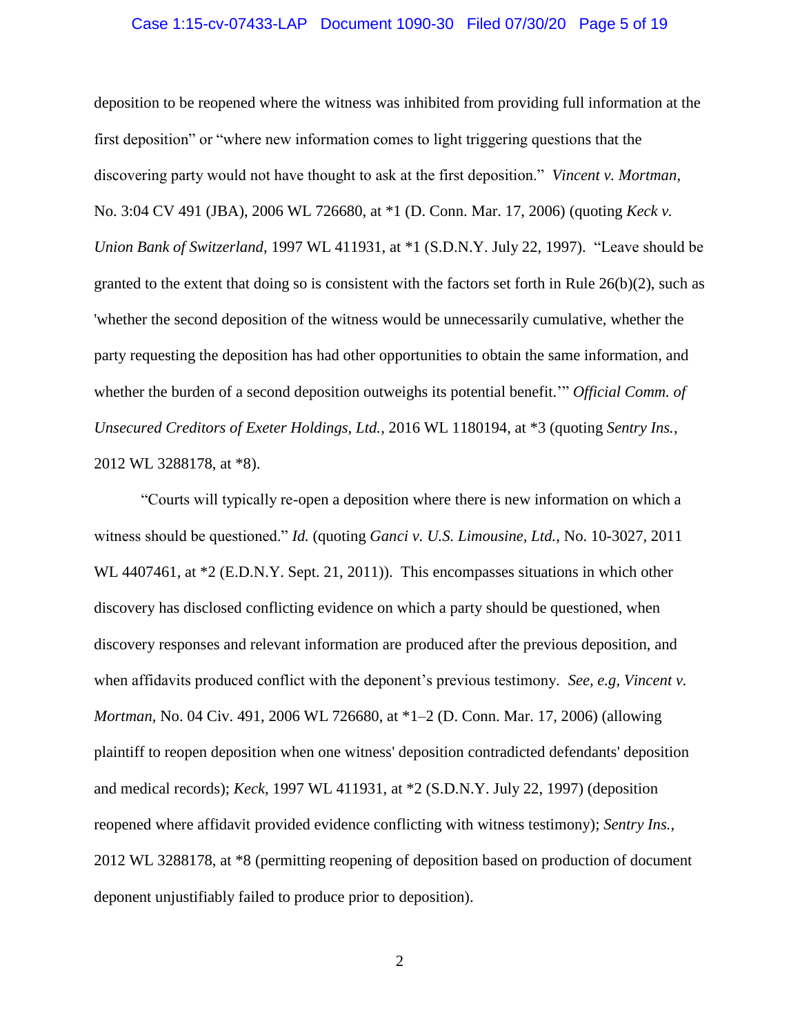deposition to be reopened where the witness was inhibited from providing full information at the first deposition" or "where new information comes to light triggering questions that the discovering party would not have thought to ask at the first deposition." *Vincent v. Mortman*, No. 3:04 CV 491 (JBA), 2006 WL 726680, at *1 (D. Conn. Mar. 17, 2006) (quoting *Keck v. Union Bank of Switzerland*, 1997 WL 411931, at *1 (S.D.N.Y. July 22, 1997). "Leave should be granted to the extent that doing so is consistent with the factors set forth in Rule 26(b)(2), such as 'whether the second deposition of the witness would be unnecessarily cumulative, whether the party requesting the deposition has had other opportunities to obtain the same information, and whether the burden of a second deposition outweighs its potential benefit.'" *Official Comm. of Unsecured Creditors of Exeter Holdings, Ltd.*, 2016 WL 1180194, at *3 (quoting *Sentry Ins.*, 2012 WL 3288178, at *8).

"Courts will typically re-open a deposition where there is new information on which a witness should be questioned." *Id.* (quoting *Ganci v. U.S. Limousine, Ltd.*, No. 10-3027, 2011 WL 4407461, at *2 (E.D.N.Y. Sept. 21, 2011)). This encompasses situations in which other discovery has disclosed conflicting evidence on which a party should be questioned, when discovery responses and relevant information are produced after the previous deposition, and when affidavits produced conflict with the deponent's previous testimony. *See, e.g, Vincent v. Mortman*, No. 04 Civ. 491, 2006 WL 726680, at *1–2 (D. Conn. Mar. 17, 2006) (allowing plaintiff to reopen deposition when one witness' deposition contradicted defendants' deposition and medical records); *Keck*, 1997 WL 411931, at *2 (S.D.N.Y. July 22, 1997) (deposition reopened where affidavit provided evidence conflicting with witness testimony); *Sentry Ins.*, 2012 WL 3288178, at *8 (permitting reopening of deposition based on production of document deponent unjustifiably failed to produce prior to deposition).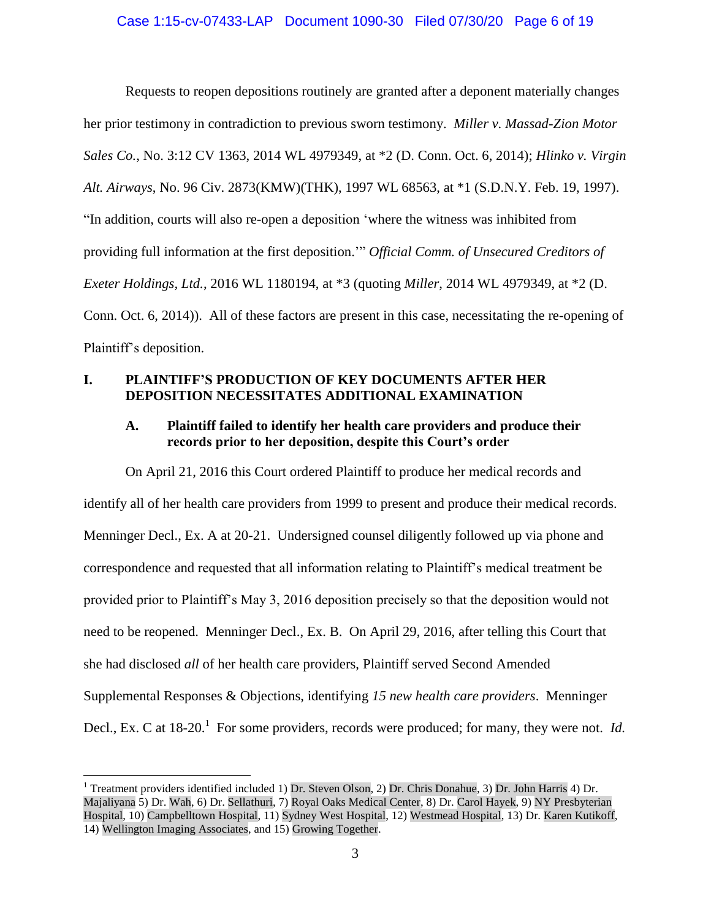Requests to reopen depositions routinely are granted after a deponent materially changes her prior testimony in contradiction to previous sworn testimony. *Miller v. Massad-Zion Motor Sales Co.*, No. 3:12 CV 1363, 2014 WL 4979349, at *2 (D. Conn. Oct. 6, 2014); *Hlinko v. Virgin Alt. Airways*, No. 96 Civ. 2873(KMW)(THK), 1997 WL 68563, at *1 (S.D.N.Y. Feb. 19, 1997). "In addition, courts will also re-open a deposition 'where the witness was inhibited from providing full information at the first deposition.'" *Official Comm. of Unsecured Creditors of Exeter Holdings, Ltd.*, 2016 WL 1180194, at *3 (quoting *Miller*, 2014 WL 4979349, at *2 (D. Conn. Oct. 6, 2014)). All of these factors are present in this case, necessitating the re-opening of Plaintiff's deposition.

## I. PLAINTIFF'S PRODUCTION OF KEY DOCUMENTS AFTER HER DEPOSITION NECESSITATES ADDITIONAL EXAMINATION

### A. Plaintiff failed to identify her health care providers and produce their records prior to her deposition, despite this Court's order

On April 21, 2016 this Court ordered Plaintiff to produce her medical records and identify all of her health care providers from 1999 to present and produce their medical records. Menninger Decl., Ex. A at 20-21. Undersigned counsel diligently followed up via phone and correspondence and requested that all information relating to Plaintiff's medical treatment be provided prior to Plaintiff's May 3, 2016 deposition precisely so that the deposition would not need to be reopened. Menninger Decl., Ex. B. On April 29, 2016, after telling this Court that she had disclosed *all* of her health care providers, Plaintiff served Second Amended Supplemental Responses & Objections, identifying *15 new health care providers*. Menninger Decl., Ex. C at 18-20.[1] For some providers, records were produced; for many, they were not. *Id.*

---

[1] Treatment providers identified included 1) Dr. Steven Olson, 2) Dr. Chris Donahue, 3) Dr. John Harris 4) Dr. Majaliyana 5) Dr. Wah, 6) Dr. Sellathuri, 7) Royal Oaks Medical Center, 8) Dr. Carol Hayek, 9) NY Presbyterian Hospital, 10) Campbelltown Hospital, 11) Sydney West Hospital, 12) Westmead Hospital, 13) Dr. Karen Kutikoff, 14) Wellington Imaging Associates, and 15) Growing Together.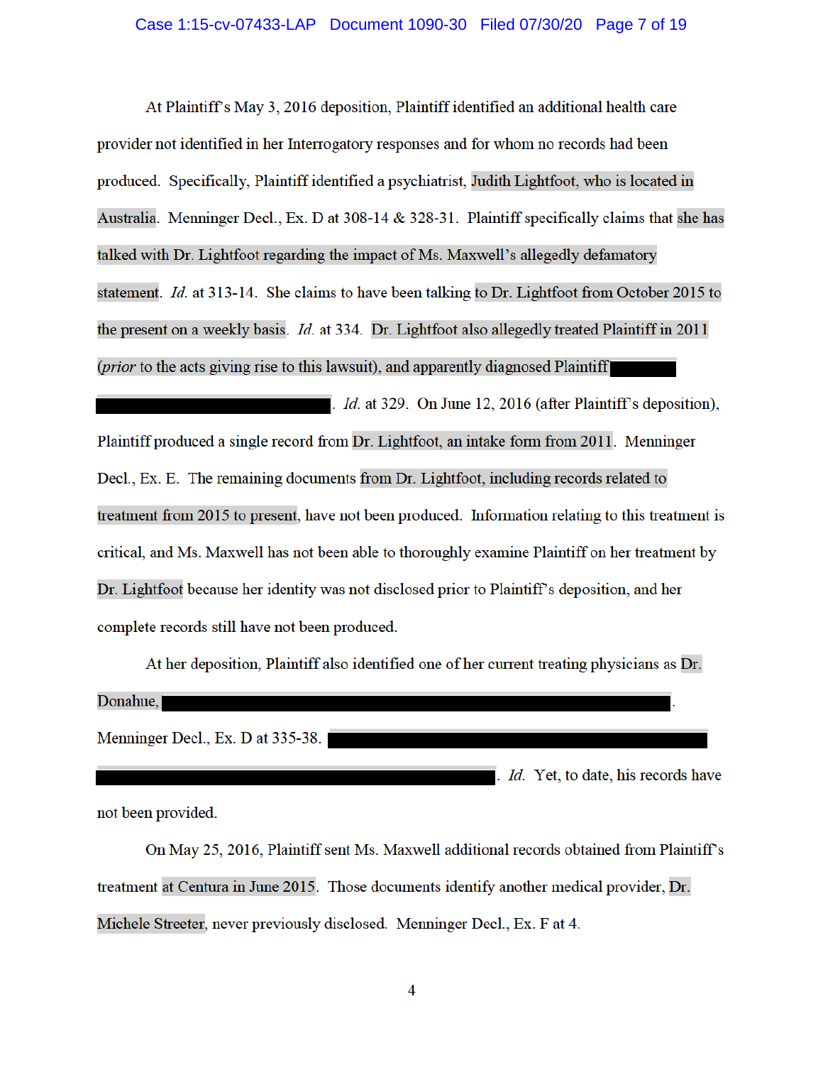At Plaintiff's May 3, 2016 deposition, Plaintiff identified an additional health care provider not identified in her Interrogatory responses and for whom no records had been produced. Specifically, Plaintiff identified a psychiatrist, Judith Lightfoot, who is located in Australia. Menninger Decl., Ex. D at 308-14 & 328-31. Plaintiff specifically claims that she has talked with Dr. Lightfoot regarding the impact of Ms. Maxwell's allegedly defamatory statement. *Id.* at 313-14. She claims to have been talking to Dr. Lightfoot from October 2015 to the present on a weekly basis. *Id.* at 334. Dr. Lightfoot also allegedly treated Plaintiff in 2011 (*prior* to the acts giving rise to this lawsuit), and apparently diagnosed Plaintiff [REDACTED] [REDACTED]. *Id.* at 329. On June 12, 2016 (after Plaintiff's deposition), Plaintiff produced a single record from Dr. Lightfoot, an intake form from 2011. Menninger Decl., Ex. E. The remaining documents from Dr. Lightfoot, including records related to treatment from 2015 to present, have not been produced. Information relating to this treatment is critical, and Ms. Maxwell has not been able to thoroughly examine Plaintiff on her treatment by Dr. Lightfoot because her identity was not disclosed prior to Plaintiff's deposition, and her complete records still have not been produced.

At her deposition, Plaintiff also identified one of her current treating physicians as Dr. Donahue, [REDACTED]. Menninger Decl., Ex. D at 335-38. [REDACTED] [REDACTED]. *Id.* Yet, to date, his records have not been provided.

On May 25, 2016, Plaintiff sent Ms. Maxwell additional records obtained from Plaintiff's treatment at Centura in June 2015. Those documents identify another medical provider, Dr. Michele Streeter, never previously disclosed. Menninger Decl., Ex. F at 4.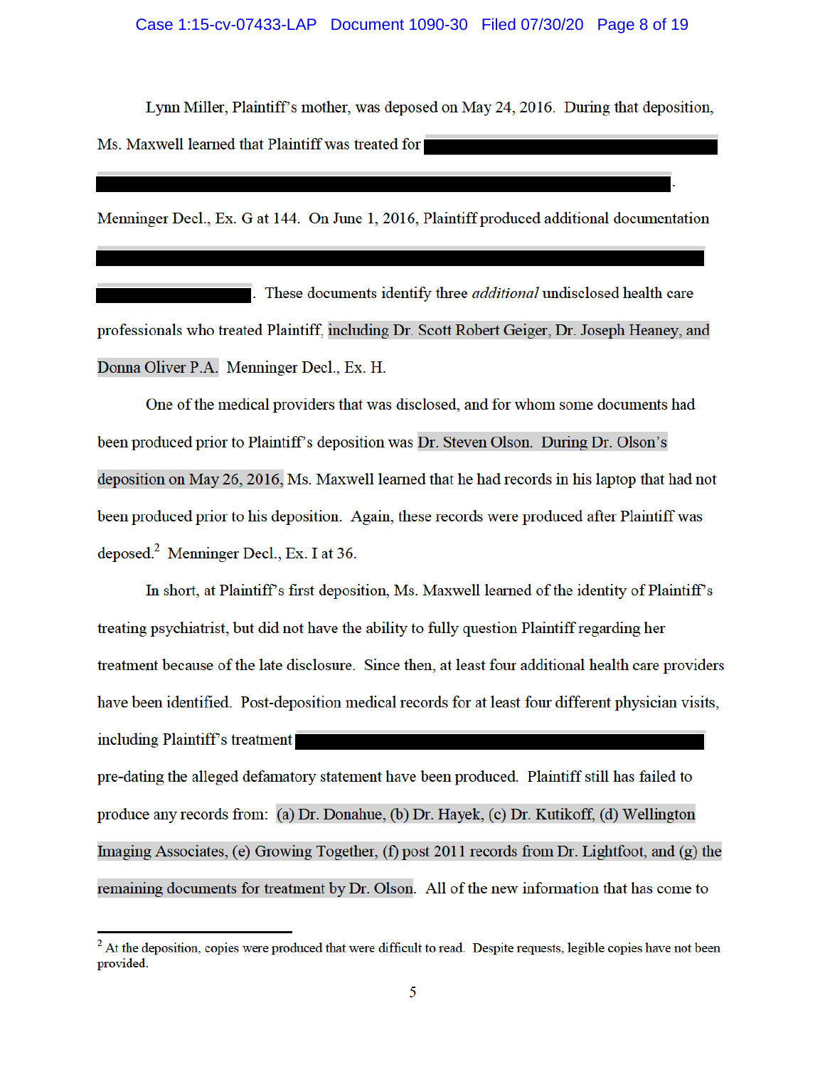Lynn Miller, Plaintiff's mother, was deposed on May 24, 2016. During that deposition, Ms. Maxwell learned that Plaintiff was treated for [REDACTED] [REDACTED]. Menninger Decl., Ex. G at 144. On June 1, 2016, Plaintiff produced additional documentation [REDACTED] [REDACTED]. These documents identify three *additional* undisclosed health care professionals who treated Plaintiff, including Dr. Scott Robert Geiger, Dr. Joseph Heaney, and Donna Oliver P.A. Menninger Decl., Ex. H.

One of the medical providers that was disclosed, and for whom some documents had been produced prior to Plaintiff's deposition was Dr. Steven Olson. During Dr. Olson's deposition on May 26, 2016, Ms. Maxwell learned that he had records in his laptop that had not been produced prior to his deposition. Again, these records were produced after Plaintiff was deposed.[2] Menninger Decl., Ex. I at 36.

In short, at Plaintiff's first deposition, Ms. Maxwell learned of the identity of Plaintiff's treating psychiatrist, but did not have the ability to fully question Plaintiff regarding her treatment because of the late disclosure. Since then, at least four additional health care providers have been identified. Post-deposition medical records for at least four different physician visits, including Plaintiff's treatment [REDACTED] pre-dating the alleged defamatory statement have been produced. Plaintiff still has failed to produce any records from: (a) Dr. Donahue, (b) Dr. Hayek, (c) Dr. Kutikoff, (d) Wellington Imaging Associates, (e) Growing Together, (f) post 2011 records from Dr. Lightfoot, and (g) the remaining documents for treatment by Dr. Olson. All of the new information that has come to

---

[2] At the deposition, copies were produced that were difficult to read. Despite requests, legible copies have not been provided.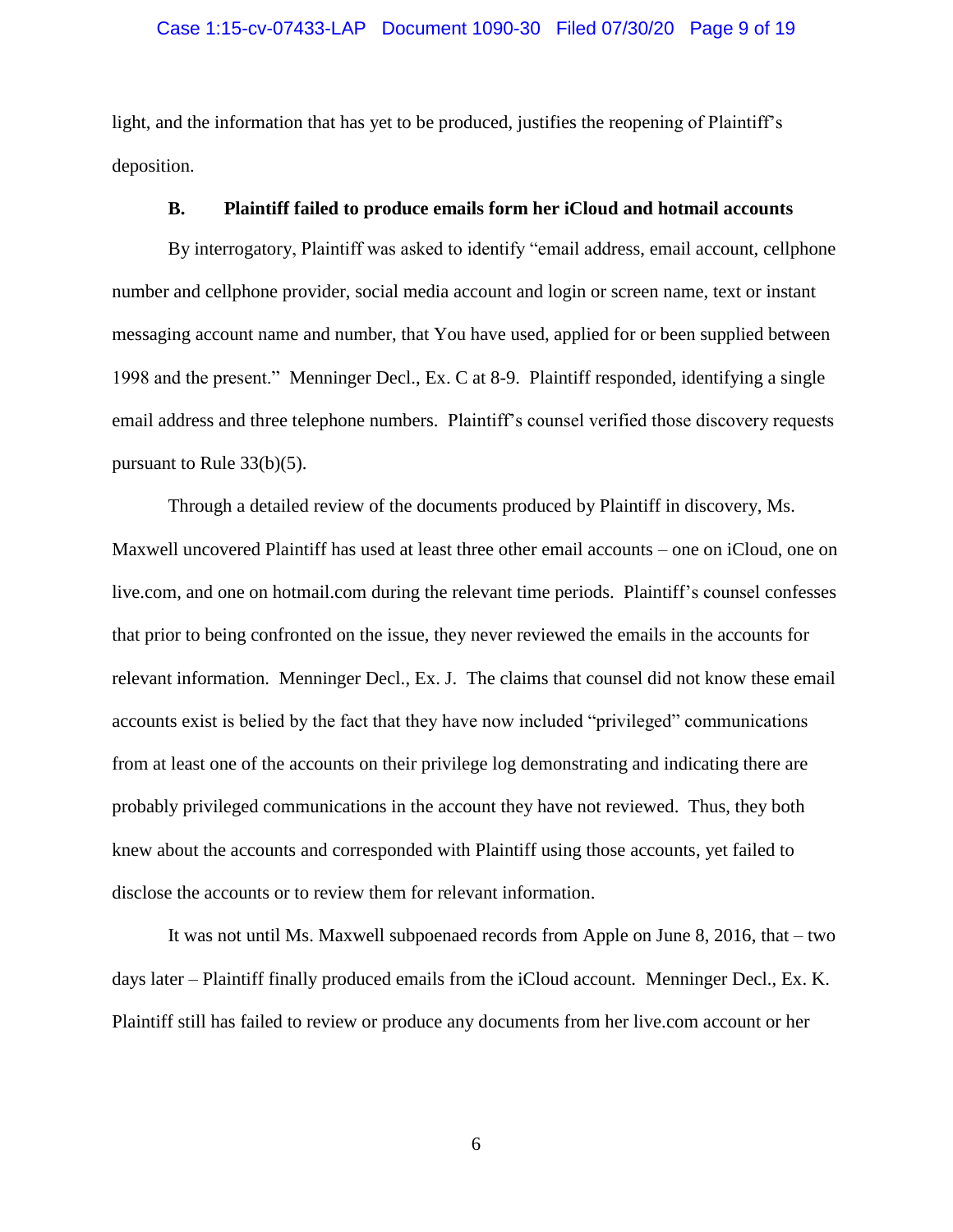light, and the information that has yet to be produced, justifies the reopening of Plaintiff's deposition.

### B. Plaintiff failed to produce emails form her iCloud and hotmail accounts

By interrogatory, Plaintiff was asked to identify "email address, email account, cellphone number and cellphone provider, social media account and login or screen name, text or instant messaging account name and number, that You have used, applied for or been supplied between 1998 and the present." Menninger Decl., Ex. C at 8-9. Plaintiff responded, identifying a single email address and three telephone numbers. Plaintiff's counsel verified those discovery requests pursuant to Rule 33(b)(5).

Through a detailed review of the documents produced by Plaintiff in discovery, Ms. Maxwell uncovered Plaintiff has used at least three other email accounts – one on iCloud, one on live.com, and one on hotmail.com during the relevant time periods. Plaintiff's counsel confesses that prior to being confronted on the issue, they never reviewed the emails in the accounts for relevant information. Menninger Decl., Ex. J. The claims that counsel did not know these email accounts exist is belied by the fact that they have now included "privileged" communications from at least one of the accounts on their privilege log demonstrating and indicating there are probably privileged communications in the account they have not reviewed. Thus, they both knew about the accounts and corresponded with Plaintiff using those accounts, yet failed to disclose the accounts or to review them for relevant information.

It was not until Ms. Maxwell subpoenaed records from Apple on June 8, 2016, that – two days later – Plaintiff finally produced emails from the iCloud account. Menninger Decl., Ex. K. Plaintiff still has failed to review or produce any documents from her live.com account or her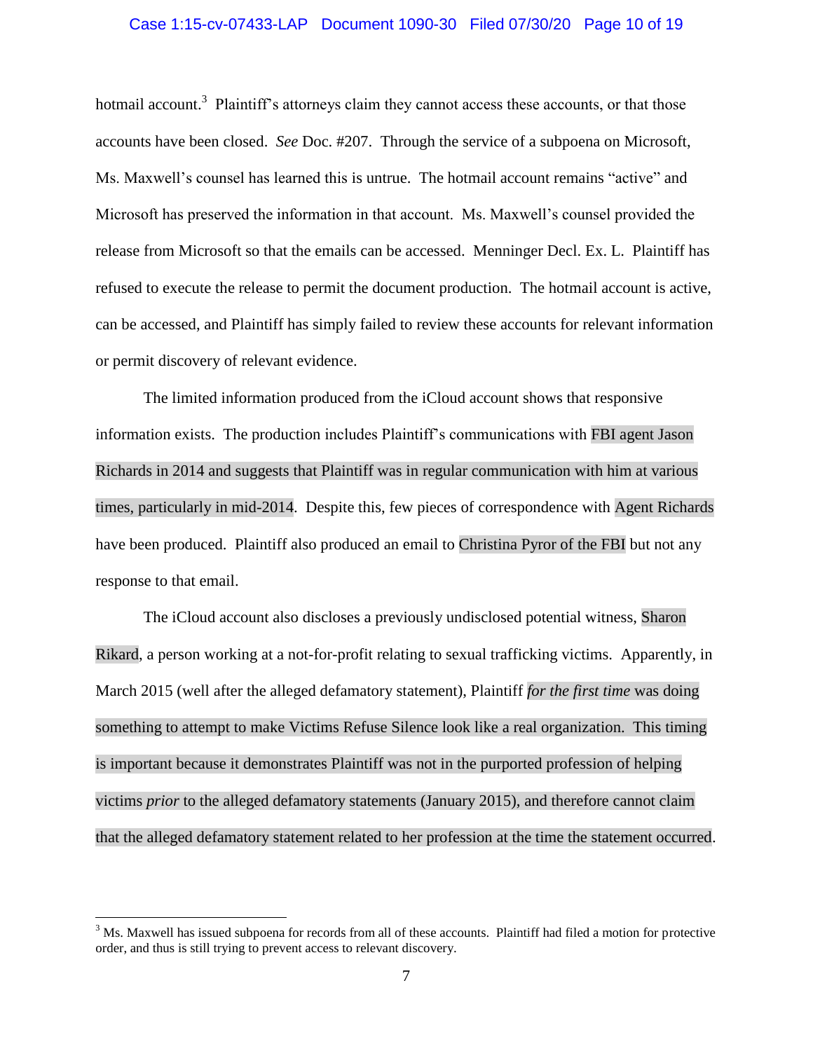hotmail account.[3] Plaintiff's attorneys claim they cannot access these accounts, or that those accounts have been closed. *See* Doc. #207. Through the service of a subpoena on Microsoft, Ms. Maxwell's counsel has learned this is untrue. The hotmail account remains "active" and Microsoft has preserved the information in that account. Ms. Maxwell's counsel provided the release from Microsoft so that the emails can be accessed. Menninger Decl. Ex. L. Plaintiff has refused to execute the release to permit the document production. The hotmail account is active, can be accessed, and Plaintiff has simply failed to review these accounts for relevant information or permit discovery of relevant evidence.

The limited information produced from the iCloud account shows that responsive information exists. The production includes Plaintiff's communications with FBI agent Jason Richards in 2014 and suggests that Plaintiff was in regular communication with him at various times, particularly in mid-2014. Despite this, few pieces of correspondence with Agent Richards have been produced. Plaintiff also produced an email to Christina Pyror of the FBI but not any response to that email.

The iCloud account also discloses a previously undisclosed potential witness, Sharon Rikard, a person working at a not-for-profit relating to sexual trafficking victims. Apparently, in March 2015 (well after the alleged defamatory statement), Plaintiff *for the first time* was doing something to attempt to make Victims Refuse Silence look like a real organization. This timing is important because it demonstrates Plaintiff was not in the purported profession of helping victims *prior* to the alleged defamatory statements (January 2015), and therefore cannot claim that the alleged defamatory statement related to her profession at the time the statement occurred.

---

[3] Ms. Maxwell has issued subpoena for records from all of these accounts. Plaintiff had filed a motion for protective order, and thus is still trying to prevent access to relevant discovery.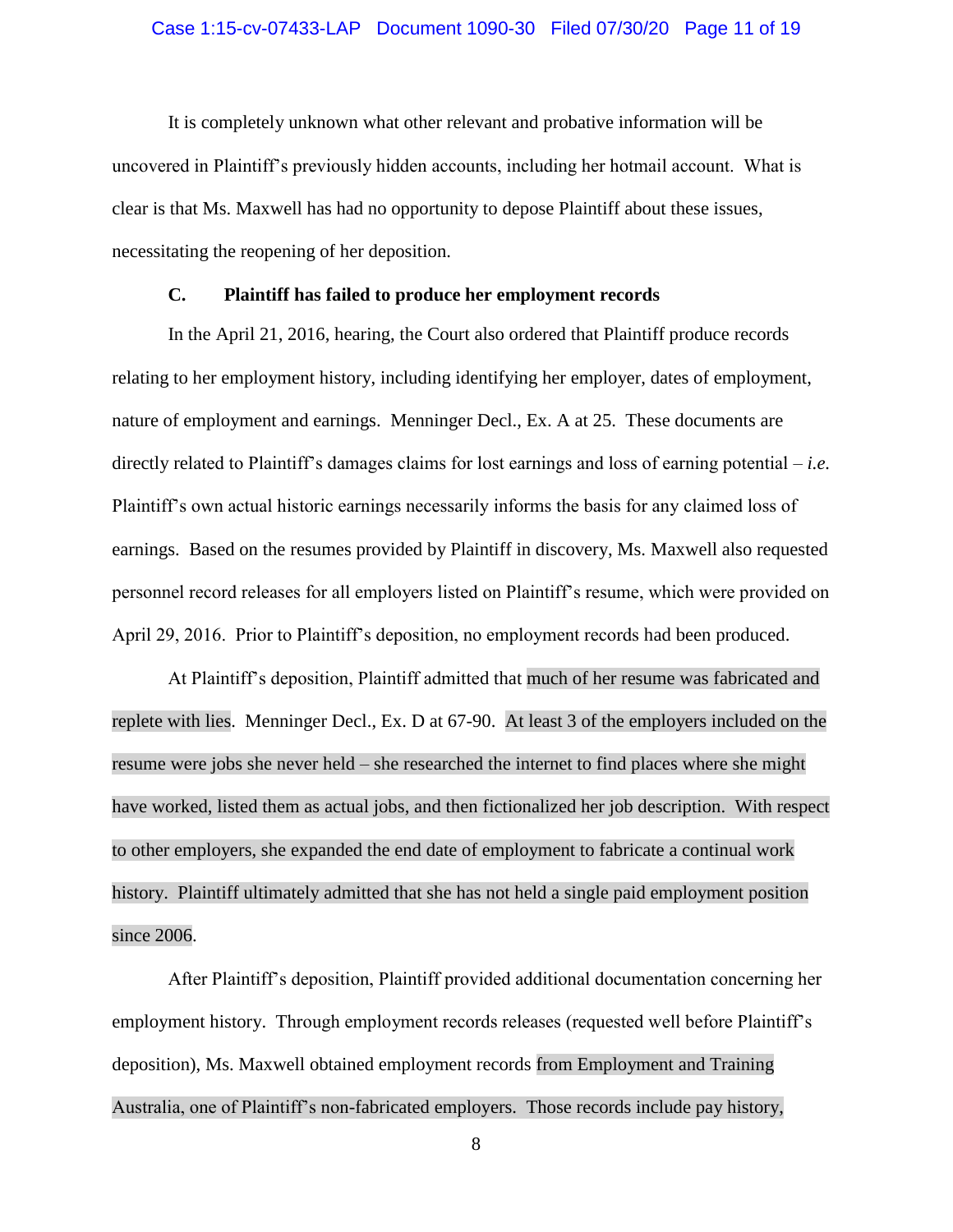It is completely unknown what other relevant and probative information will be uncovered in Plaintiff's previously hidden accounts, including her hotmail account. What is clear is that Ms. Maxwell has had no opportunity to depose Plaintiff about these issues, necessitating the reopening of her deposition.

### C. Plaintiff has failed to produce her employment records

In the April 21, 2016, hearing, the Court also ordered that Plaintiff produce records relating to her employment history, including identifying her employer, dates of employment, nature of employment and earnings. Menninger Decl., Ex. A at 25. These documents are directly related to Plaintiff's damages claims for lost earnings and loss of earning potential – *i.e.* Plaintiff's own actual historic earnings necessarily informs the basis for any claimed loss of earnings. Based on the resumes provided by Plaintiff in discovery, Ms. Maxwell also requested personnel record releases for all employers listed on Plaintiff's resume, which were provided on April 29, 2016. Prior to Plaintiff's deposition, no employment records had been produced.

At Plaintiff's deposition, Plaintiff admitted that much of her resume was fabricated and replete with lies. Menninger Decl., Ex. D at 67-90. At least 3 of the employers included on the resume were jobs she never held – she researched the internet to find places where she might have worked, listed them as actual jobs, and then fictionalized her job description. With respect to other employers, she expanded the end date of employment to fabricate a continual work history. Plaintiff ultimately admitted that she has not held a single paid employment position since 2006.

After Plaintiff's deposition, Plaintiff provided additional documentation concerning her employment history. Through employment records releases (requested well before Plaintiff's deposition), Ms. Maxwell obtained employment records from Employment and Training Australia, one of Plaintiff's non-fabricated employers. Those records include pay history,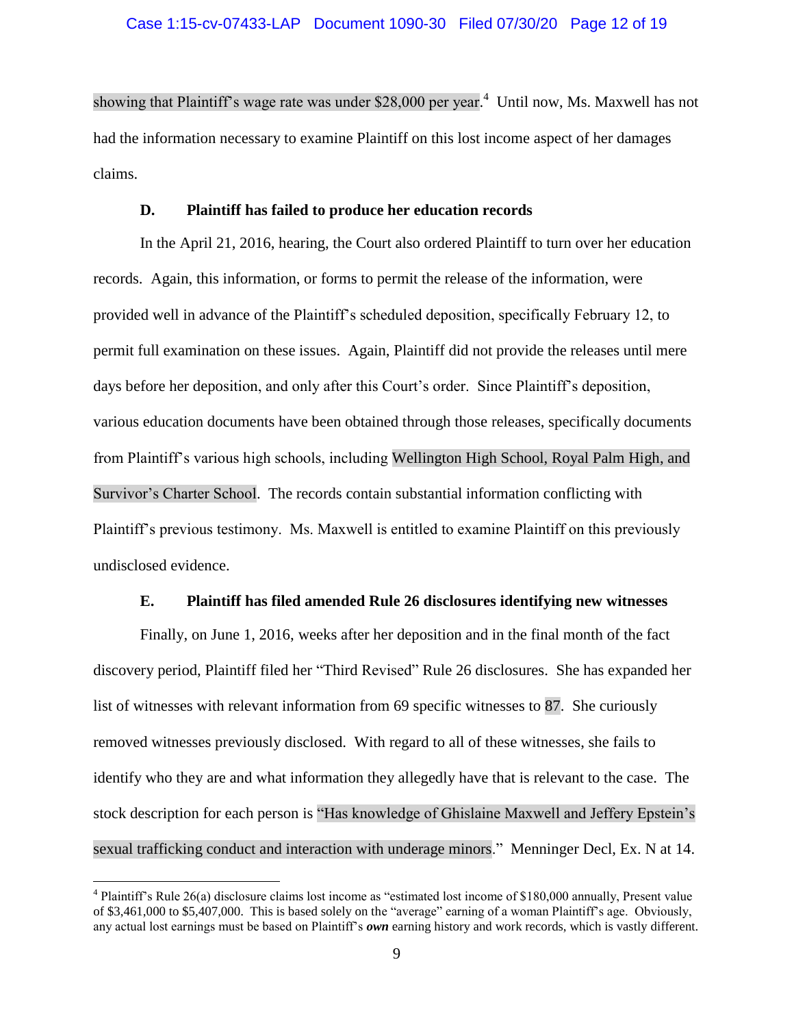showing that Plaintiff's wage rate was under $28,000 per year.[4] Until now, Ms. Maxwell has not had the information necessary to examine Plaintiff on this lost income aspect of her damages claims.

### D. Plaintiff has failed to produce her education records

In the April 21, 2016, hearing, the Court also ordered Plaintiff to turn over her education records. Again, this information, or forms to permit the release of the information, were provided well in advance of the Plaintiff's scheduled deposition, specifically February 12, to permit full examination on these issues. Again, Plaintiff did not provide the releases until mere days before her deposition, and only after this Court's order. Since Plaintiff's deposition, various education documents have been obtained through those releases, specifically documents from Plaintiff's various high schools, including Wellington High School, Royal Palm High, and Survivor's Charter School. The records contain substantial information conflicting with Plaintiff's previous testimony. Ms. Maxwell is entitled to examine Plaintiff on this previously undisclosed evidence.

### E. Plaintiff has filed amended Rule 26 disclosures identifying new witnesses

Finally, on June 1, 2016, weeks after her deposition and in the final month of the fact discovery period, Plaintiff filed her "Third Revised" Rule 26 disclosures. She has expanded her list of witnesses with relevant information from 69 specific witnesses to 87. She curiously removed witnesses previously disclosed. With regard to all of these witnesses, she fails to identify who they are and what information they allegedly have that is relevant to the case. The stock description for each person is "Has knowledge of Ghislaine Maxwell and Jeffery Epstein's sexual trafficking conduct and interaction with underage minors." Menninger Decl, Ex. N at 14.

---

[4] Plaintiff's Rule 26(a) disclosure claims lost income as "estimated lost income of $180,000 annually, Present value of $3,461,000 to $5,407,000. This is based solely on the "average" earning of a woman Plaintiff's age. Obviously, any actual lost earnings must be based on Plaintiff's ***own*** earning history and work records, which is vastly different.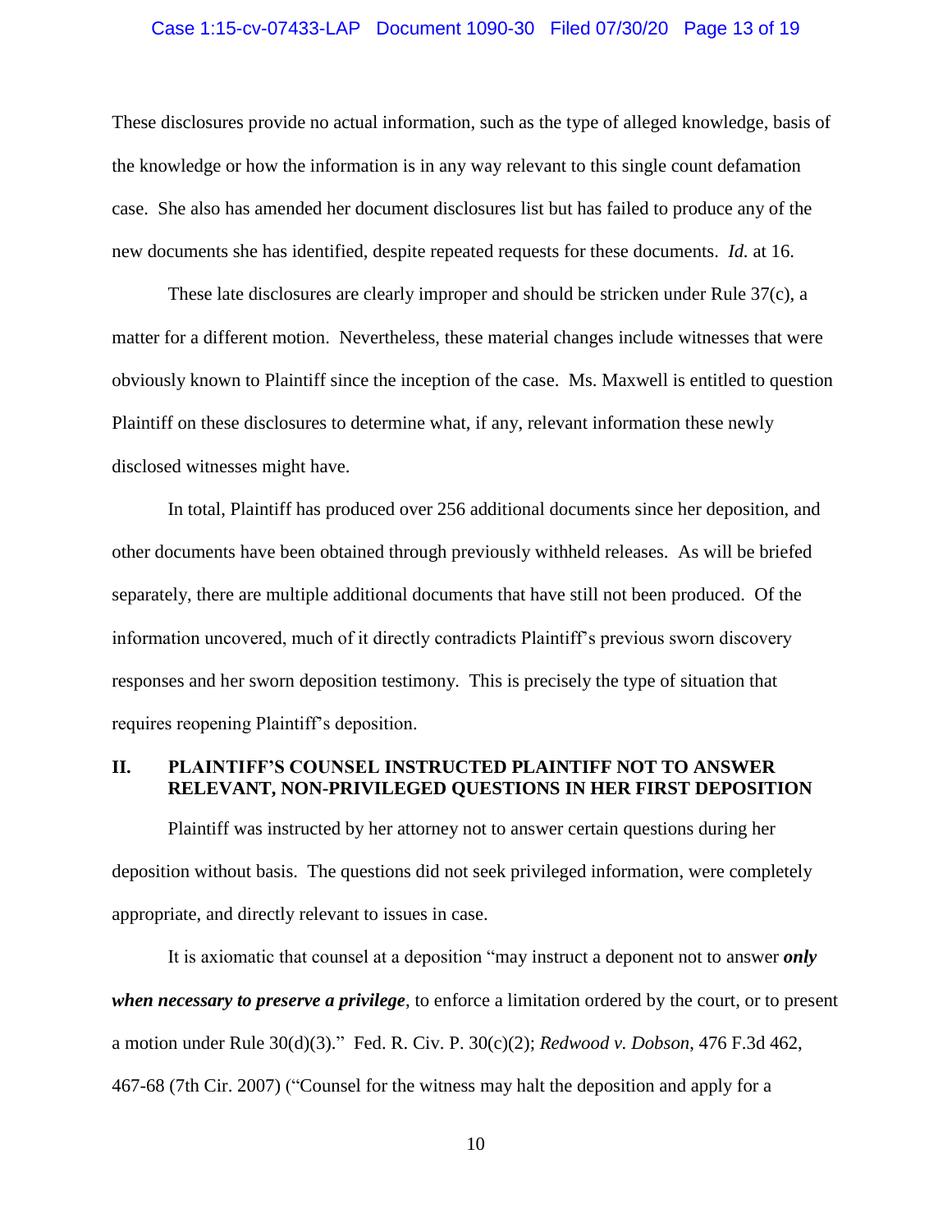These disclosures provide no actual information, such as the type of alleged knowledge, basis of the knowledge or how the information is in any way relevant to this single count defamation case. She also has amended her document disclosures list but has failed to produce any of the new documents she has identified, despite repeated requests for these documents. *Id.* at 16.

These late disclosures are clearly improper and should be stricken under Rule 37(c), a matter for a different motion. Nevertheless, these material changes include witnesses that were obviously known to Plaintiff since the inception of the case. Ms. Maxwell is entitled to question Plaintiff on these disclosures to determine what, if any, relevant information these newly disclosed witnesses might have.

In total, Plaintiff has produced over 256 additional documents since her deposition, and other documents have been obtained through previously withheld releases. As will be briefed separately, there are multiple additional documents that have still not been produced. Of the information uncovered, much of it directly contradicts Plaintiff's previous sworn discovery responses and her sworn deposition testimony. This is precisely the type of situation that requires reopening Plaintiff's deposition.

## II. PLAINTIFF'S COUNSEL INSTRUCTED PLAINTIFF NOT TO ANSWER RELEVANT, NON-PRIVILEGED QUESTIONS IN HER FIRST DEPOSITION

Plaintiff was instructed by her attorney not to answer certain questions during her deposition without basis. The questions did not seek privileged information, were completely appropriate, and directly relevant to issues in case.

It is axiomatic that counsel at a deposition "may instruct a deponent not to answer ***only when necessary to preserve a privilege***, to enforce a limitation ordered by the court, or to present a motion under Rule 30(d)(3)." Fed. R. Civ. P. 30(c)(2); *Redwood v. Dobson*, 476 F.3d 462, 467-68 (7th Cir. 2007) ("Counsel for the witness may halt the deposition and apply for a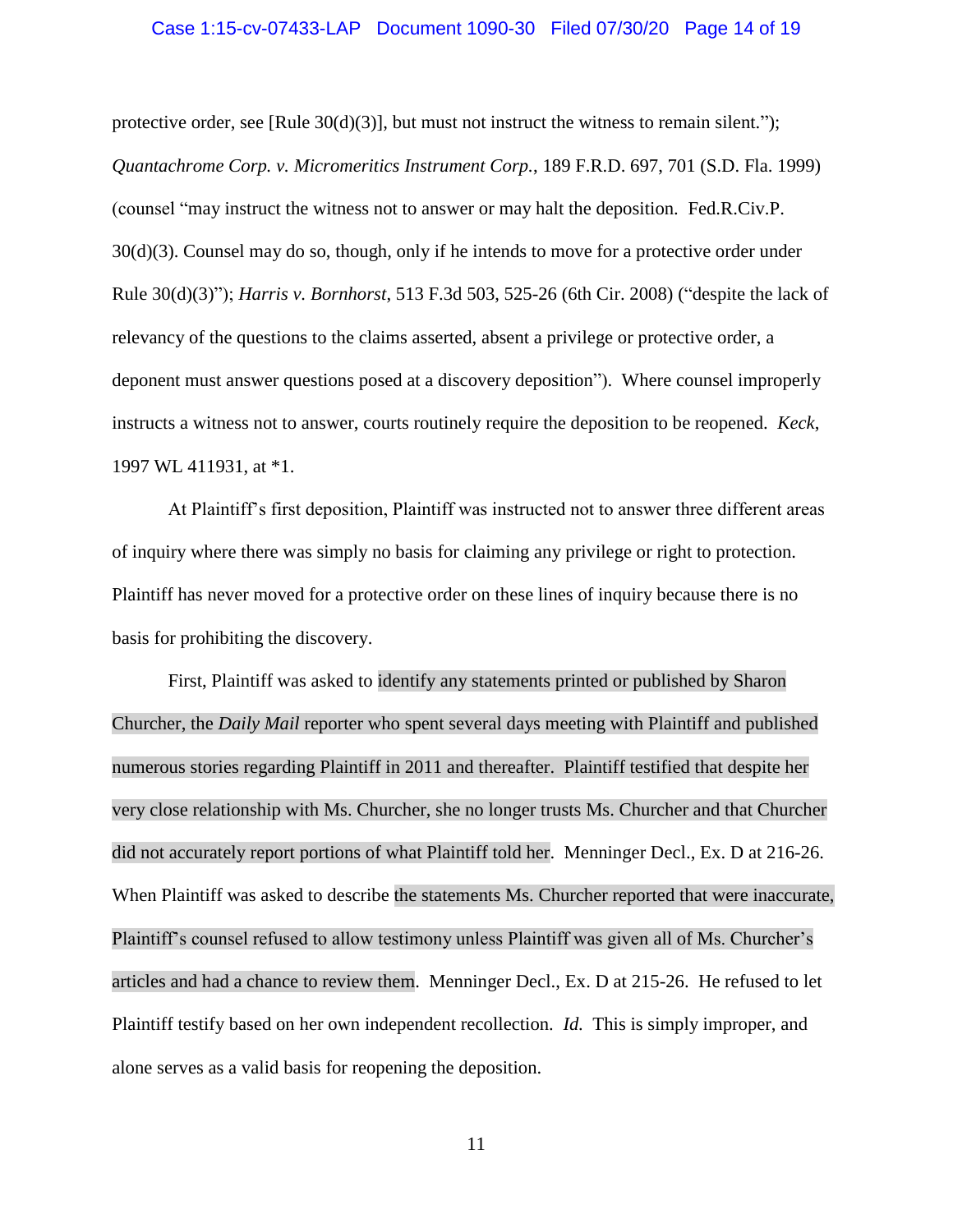protective order, see [Rule 30(d)(3)], but must not instruct the witness to remain silent."); *Quantachrome Corp. v. Micromeritics Instrument Corp.*, 189 F.R.D. 697, 701 (S.D. Fla. 1999) (counsel "may instruct the witness not to answer or may halt the deposition. Fed.R.Civ.P. 30(d)(3). Counsel may do so, though, only if he intends to move for a protective order under Rule 30(d)(3)"); *Harris v. Bornhorst*, 513 F.3d 503, 525-26 (6th Cir. 2008) ("despite the lack of relevancy of the questions to the claims asserted, absent a privilege or protective order, a deponent must answer questions posed at a discovery deposition"). Where counsel improperly instructs a witness not to answer, courts routinely require the deposition to be reopened. *Keck*, 1997 WL 411931, at *1.

At Plaintiff's first deposition, Plaintiff was instructed not to answer three different areas of inquiry where there was simply no basis for claiming any privilege or right to protection. Plaintiff has never moved for a protective order on these lines of inquiry because there is no basis for prohibiting the discovery.

First, Plaintiff was asked to identify any statements printed or published by Sharon Churcher, the *Daily Mail* reporter who spent several days meeting with Plaintiff and published numerous stories regarding Plaintiff in 2011 and thereafter. Plaintiff testified that despite her very close relationship with Ms. Churcher, she no longer trusts Ms. Churcher and that Churcher did not accurately report portions of what Plaintiff told her. Menninger Decl., Ex. D at 216-26. When Plaintiff was asked to describe the statements Ms. Churcher reported that were inaccurate, Plaintiff's counsel refused to allow testimony unless Plaintiff was given all of Ms. Churcher's articles and had a chance to review them. Menninger Decl., Ex. D at 215-26. He refused to let Plaintiff testify based on her own independent recollection. *Id.* This is simply improper, and alone serves as a valid basis for reopening the deposition.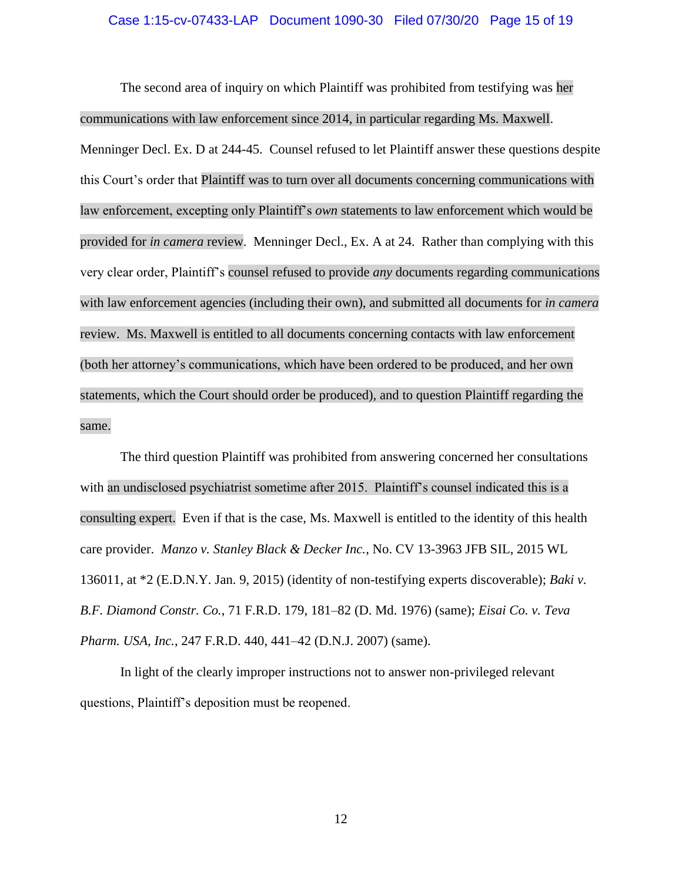The second area of inquiry on which Plaintiff was prohibited from testifying was her communications with law enforcement since 2014, in particular regarding Ms. Maxwell. Menninger Decl. Ex. D at 244-45. Counsel refused to let Plaintiff answer these questions despite this Court's order that Plaintiff was to turn over all documents concerning communications with law enforcement, excepting only Plaintiff's *own* statements to law enforcement which would be provided for *in camera* review. Menninger Decl., Ex. A at 24. Rather than complying with this very clear order, Plaintiff's counsel refused to provide *any* documents regarding communications with law enforcement agencies (including their own), and submitted all documents for *in camera* review. Ms. Maxwell is entitled to all documents concerning contacts with law enforcement (both her attorney's communications, which have been ordered to be produced, and her own statements, which the Court should order be produced), and to question Plaintiff regarding the same.

The third question Plaintiff was prohibited from answering concerned her consultations with an undisclosed psychiatrist sometime after 2015. Plaintiff's counsel indicated this is a consulting expert. Even if that is the case, Ms. Maxwell is entitled to the identity of this health care provider. *Manzo v. Stanley Black & Decker Inc.*, No. CV 13-3963 JFB SIL, 2015 WL 136011, at *2 (E.D.N.Y. Jan. 9, 2015) (identity of non-testifying experts discoverable); *Baki v. B.F. Diamond Constr. Co.*, 71 F.R.D. 179, 181–82 (D. Md. 1976) (same); *Eisai Co. v. Teva Pharm. USA, Inc.*, 247 F.R.D. 440, 441–42 (D.N.J. 2007) (same).

In light of the clearly improper instructions not to answer non-privileged relevant questions, Plaintiff's deposition must be reopened.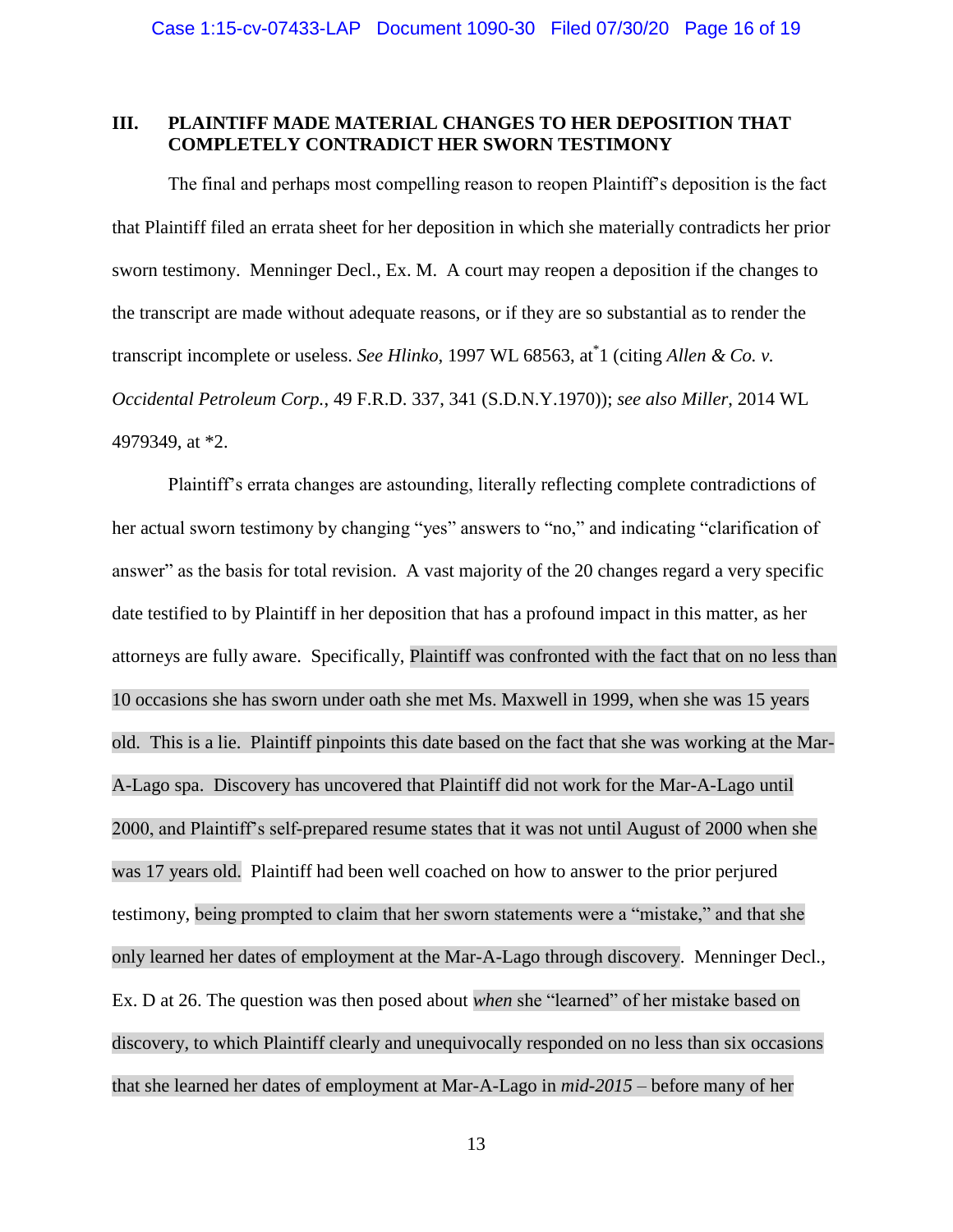## III. PLAINTIFF MADE MATERIAL CHANGES TO HER DEPOSITION THAT COMPLETELY CONTRADICT HER SWORN TESTIMONY

The final and perhaps most compelling reason to reopen Plaintiff's deposition is the fact that Plaintiff filed an errata sheet for her deposition in which she materially contradicts her prior sworn testimony. Menninger Decl., Ex. M. A court may reopen a deposition if the changes to the transcript are made without adequate reasons, or if they are so substantial as to render the transcript incomplete or useless. *See Hlinko*, 1997 WL 68563, at*1 (citing *Allen & Co. v. Occidental Petroleum Corp.*, 49 F.R.D. 337, 341 (S.D.N.Y.1970)); *see also Miller*, 2014 WL 4979349, at *2.

Plaintiff's errata changes are astounding, literally reflecting complete contradictions of her actual sworn testimony by changing "yes" answers to "no," and indicating "clarification of answer" as the basis for total revision. A vast majority of the 20 changes regard a very specific date testified to by Plaintiff in her deposition that has a profound impact in this matter, as her attorneys are fully aware. Specifically, Plaintiff was confronted with the fact that on no less than 10 occasions she has sworn under oath she met Ms. Maxwell in 1999, when she was 15 years old. This is a lie. Plaintiff pinpoints this date based on the fact that she was working at the Mar-A-Lago spa. Discovery has uncovered that Plaintiff did not work for the Mar-A-Lago until 2000, and Plaintiff's self-prepared resume states that it was not until August of 2000 when she was 17 years old. Plaintiff had been well coached on how to answer to the prior perjured testimony, being prompted to claim that her sworn statements were a "mistake," and that she only learned her dates of employment at the Mar-A-Lago through discovery. Menninger Decl., Ex. D at 26. The question was then posed about *when* she "learned" of her mistake based on discovery, to which Plaintiff clearly and unequivocally responded on no less than six occasions that she learned her dates of employment at Mar-A-Lago in *mid-2015* – before many of her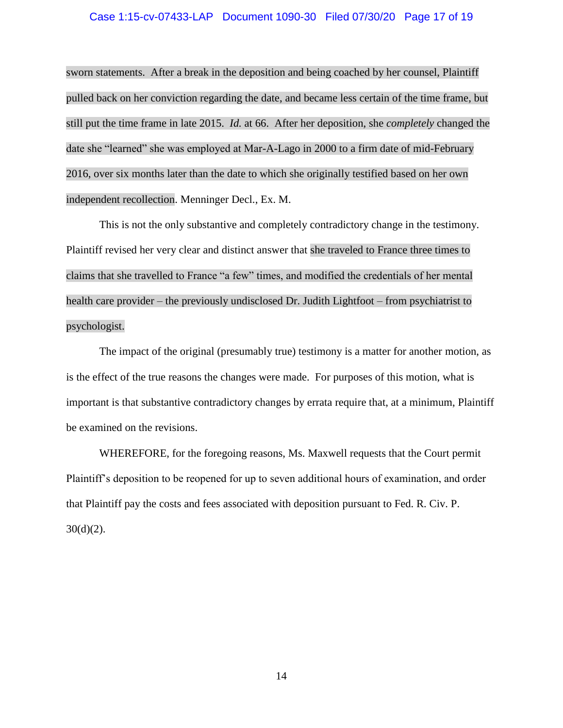sworn statements. After a break in the deposition and being coached by her counsel, Plaintiff pulled back on her conviction regarding the date, and became less certain of the time frame, but still put the time frame in late 2015. *Id.* at 66. After her deposition, she *completely* changed the date she "learned" she was employed at Mar-A-Lago in 2000 to a firm date of mid-February 2016, over six months later than the date to which she originally testified based on her own independent recollection. Menninger Decl., Ex. M.

This is not the only substantive and completely contradictory change in the testimony. Plaintiff revised her very clear and distinct answer that she traveled to France three times to claims that she travelled to France "a few" times, and modified the credentials of her mental health care provider – the previously undisclosed Dr. Judith Lightfoot – from psychiatrist to psychologist.

The impact of the original (presumably true) testimony is a matter for another motion, as is the effect of the true reasons the changes were made. For purposes of this motion, what is important is that substantive contradictory changes by errata require that, at a minimum, Plaintiff be examined on the revisions.

WHEREFORE, for the foregoing reasons, Ms. Maxwell requests that the Court permit Plaintiff's deposition to be reopened for up to seven additional hours of examination, and order that Plaintiff pay the costs and fees associated with deposition pursuant to Fed. R. Civ. P. 30(d)(2).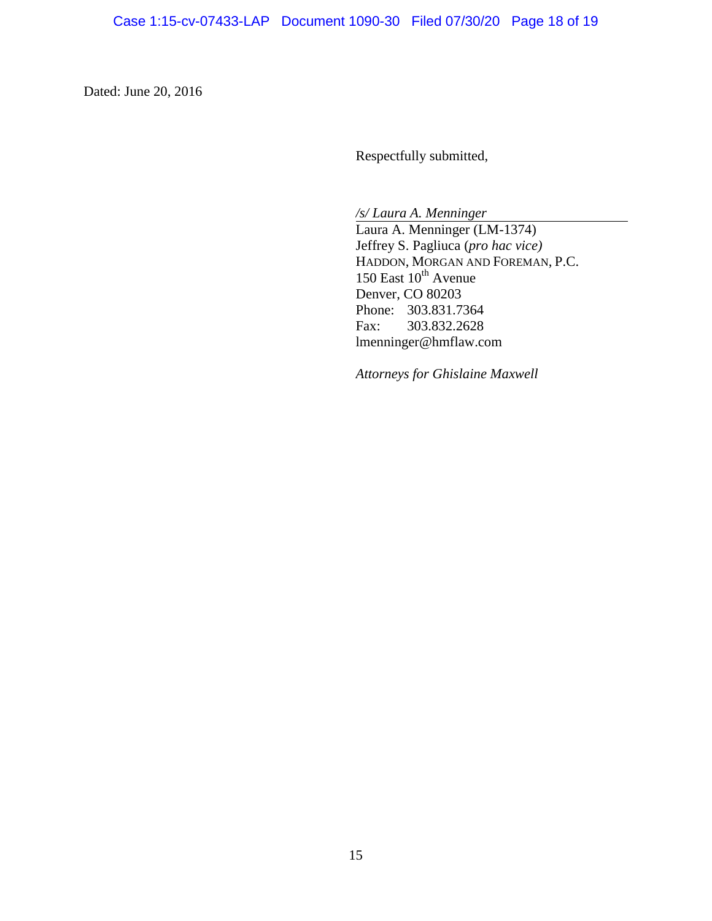Dated: June 20, 2016

Respectfully submitted,

*/s/ Laura A. Menninger*

Laura A. Menninger (LM-1374)
Jeffrey S. Pagliuca (*pro hac vice)*
HADDON, MORGAN AND FOREMAN, P.C.
150 East 10th Avenue
Denver, CO 80203
Phone: 303.831.7364
Fax: 303.832.2628
lmenninger@hmflaw.com

*Attorneys for Ghislaine Maxwell*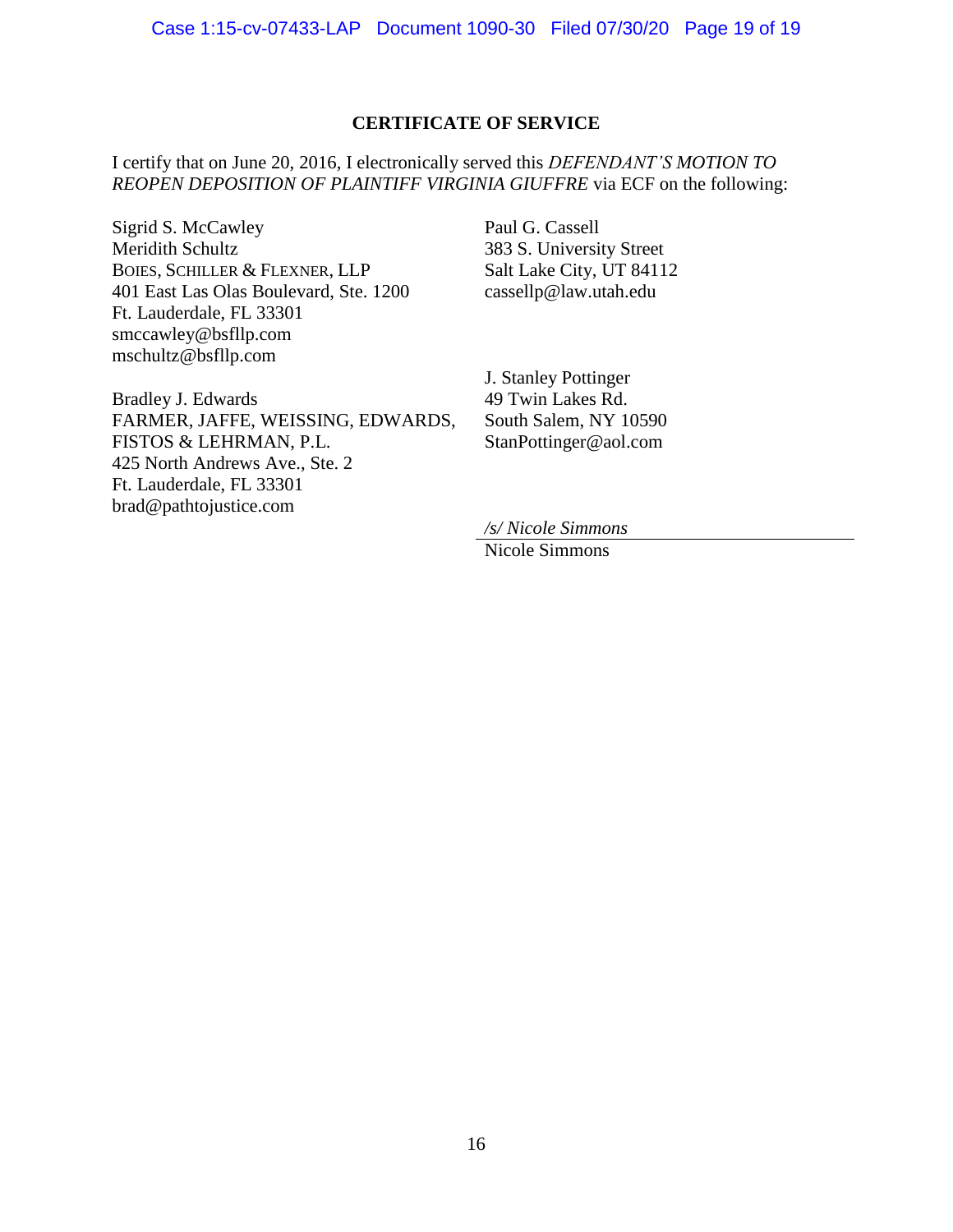**CERTIFICATE OF SERVICE**

I certify that on June 20, 2016, I electronically served this *DEFENDANT'S MOTION TO REOPEN DEPOSITION OF PLAINTIFF VIRGINIA GIUFFRE* via ECF on the following:

Sigrid S. McCawley
Meridith Schultz
BOIES, SCHILLER & FLEXNER, LLP
401 East Las Olas Boulevard, Ste. 1200
Ft. Lauderdale, FL 33301
smccawley@bsfllp.com
mschultz@bsfllp.com

Bradley J. Edwards
FARMER, JAFFE, WEISSING, EDWARDS, FISTOS & LEHRMAN, P.L.
425 North Andrews Ave., Ste. 2
Ft. Lauderdale, FL 33301
brad@pathtojustice.com

Paul G. Cassell
383 S. University Street
Salt Lake City, UT 84112
cassellp@law.utah.edu

J. Stanley Pottinger
49 Twin Lakes Rd.
South Salem, NY 10590
StanPottinger@aol.com

*/s/ Nicole Simmons*
Nicole Simmons